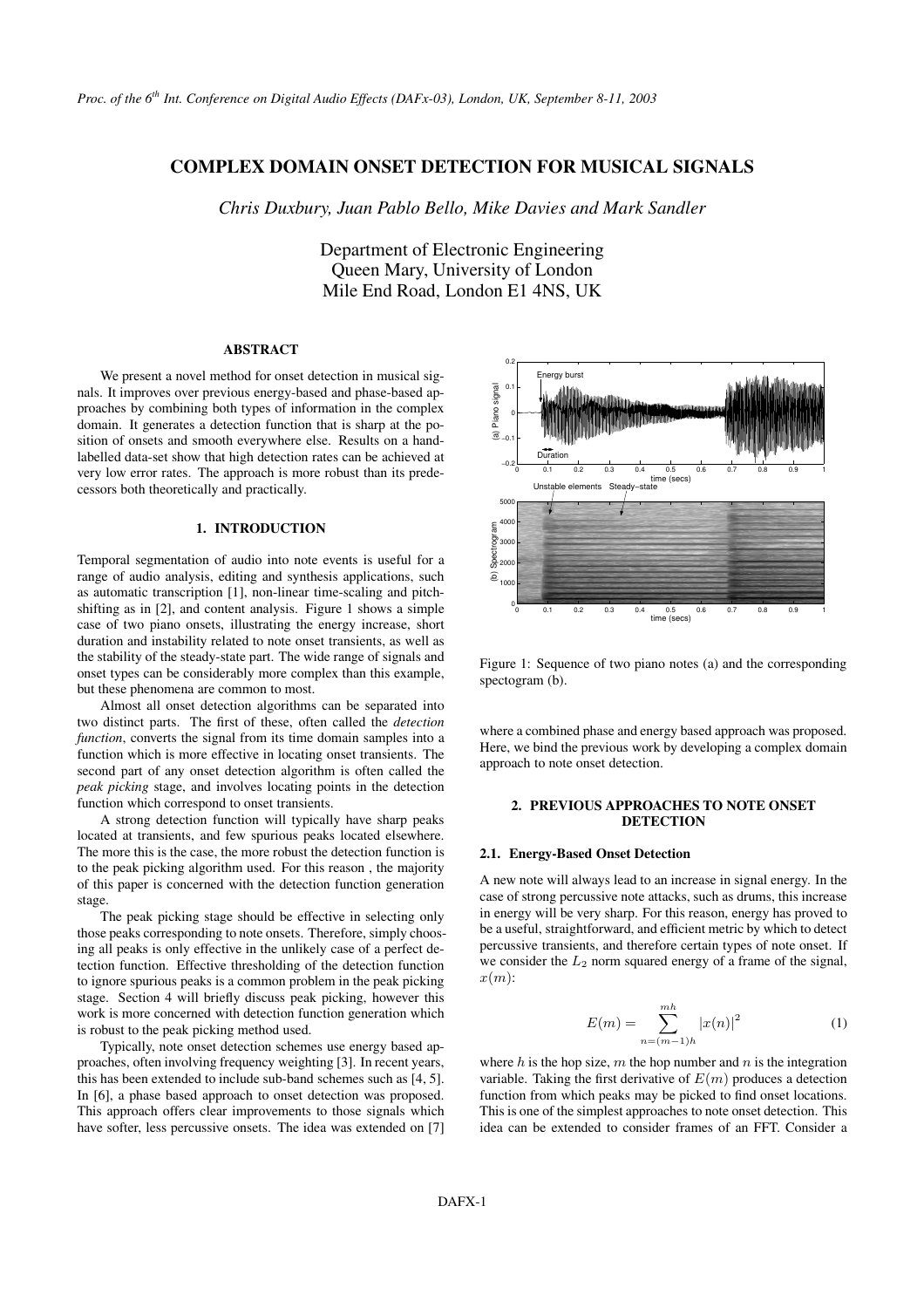# COMPLEX DOMAIN ONSET DETECTION FOR MUSICAL SIGNALS

*Chris Duxbury, Juan Pablo Bello, Mike Davies and Mark Sandler*

Department of Electronic Engineering
Queen Mary, University of London
Mile End Road, London E1 4NS, UK

## ABSTRACT

We present a novel method for onset detection in musical signals. It improves over previous energy-based and phase-based approaches by combining both types of information in the complex domain. It generates a detection function that is sharp at the position of onsets and smooth everywhere else. Results on a hand-labelled data-set show that high detection rates can be achieved at very low error rates. The approach is more robust than its predecessors both theoretically and practically.

## 1. INTRODUCTION

Temporal segmentation of audio into note events is useful for a range of audio analysis, editing and synthesis applications, such as automatic transcription [1], non-linear time-scaling and pitch-shifting as in [2], and content analysis. Figure 1 shows a simple case of two piano onsets, illustrating the energy increase, short duration and instability related to note onset transients, as well as the stability of the steady-state part. The wide range of signals and onset types can be considerably more complex than this example, but these phenomena are common to most.

Almost all onset detection algorithms can be separated into two distinct parts. The first of these, often called the *detection function*, converts the signal from its time domain samples into a function which is more effective in locating onset transients. The second part of any onset detection algorithm is often called the *peak picking* stage, and involves locating points in the detection function which correspond to onset transients.

A strong detection function will typically have sharp peaks located at transients, and few spurious peaks located elsewhere. The more this is the case, the more robust the detection function is to the peak picking algorithm used. For this reason , the majority of this paper is concerned with the detection function generation stage.

The peak picking stage should be effective in selecting only those peaks corresponding to note onsets. Therefore, simply choosing all peaks is only effective in the unlikely case of a perfect detection function. Effective thresholding of the detection function to ignore spurious peaks is a common problem in the peak picking stage. Section 4 will briefly discuss peak picking, however this work is more concerned with detection function generation which is robust to the peak picking method used.

Typically, note onset detection schemes use energy based approaches, often involving frequency weighting [3]. In recent years, this has been extended to include sub-band schemes such as [4, 5]. In [6], a phase based approach to onset detection was proposed. This approach offers clear improvements to those signals which have softer, less percussive onsets. The idea was extended on [7] where a combined phase and energy based approach was proposed. Here, we bind the previous work by developing a complex domain approach to note onset detection.

Figure 1: Sequence of two piano notes (a) and the corresponding spectogram (b).

## 2. PREVIOUS APPROACHES TO NOTE ONSET DETECTION

### 2.1. Energy-Based Onset Detection

A new note will always lead to an increase in signal energy. In the case of strong percussive note attacks, such as drums, this increase in energy will be very sharp. For this reason, energy has proved to be a useful, straightforward, and efficient metric by which to detect percussive transients, and therefore certain types of note onset. If we consider the $L_2$ norm squared energy of a frame of the signal, $x(m)$:

$$E(m) = \sum_{n=(m-1)h}^{mh} |x(n)|^2 \tag{1}$$

where $h$ is the hop size, $m$ the hop number and $n$ is the integration variable. Taking the first derivative of $E(m)$ produces a detection function from which peaks may be picked to find onset locations. This is one of the simplest approaches to note onset detection. This idea can be extended to consider frames of an FFT. Consider a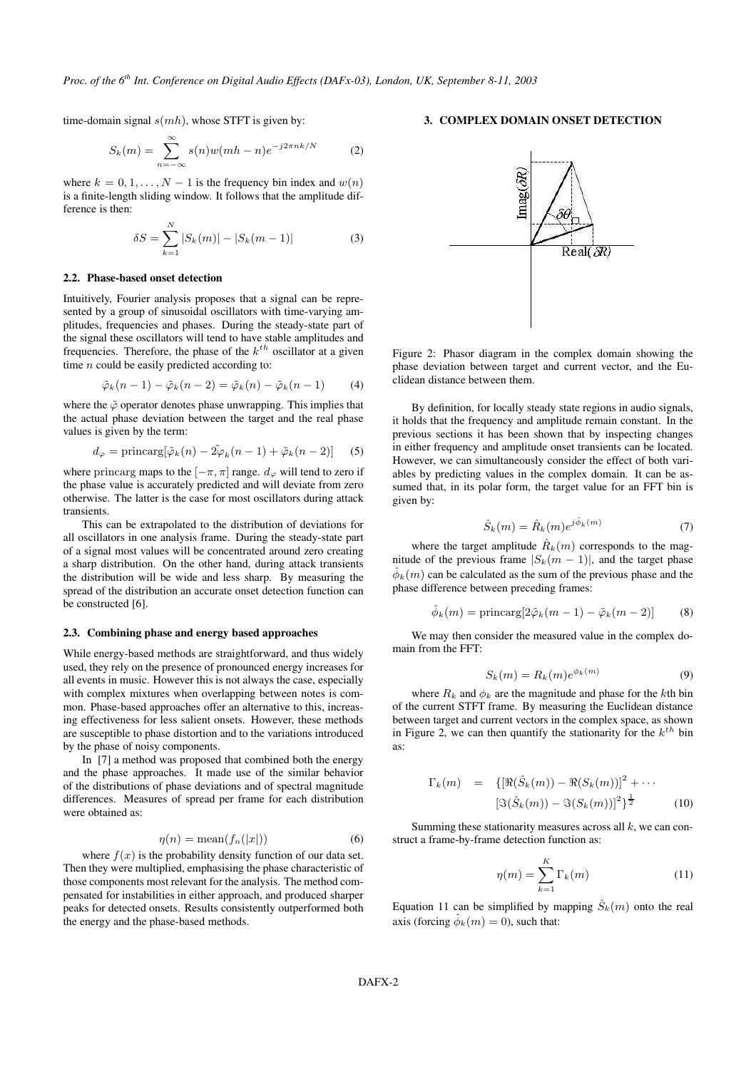time-domain signal $s(mh)$, whose STFT is given by:

$$S_k(m) = \sum_{n=-\infty}^{\infty} s(n)w(mh-n)e^{-j2\pi nk/N} \qquad (2)$$

where $k = 0, 1, \ldots, N-1$ is the frequency bin index and $w(n)$ is a finite-length sliding window. It follows that the amplitude difference is then:

$$\delta S = \sum_{k=1}^{N} |S_k(m)| - |S_k(m-1)| \qquad (3)$$

### 2.2. Phase-based onset detection

Intuitively, Fourier analysis proposes that a signal can be represented by a group of sinusoidal oscillators with time-varying amplitudes, frequencies and phases. During the steady-state part of the signal these oscillators will tend to have stable amplitudes and frequencies. Therefore, the phase of the $k^{th}$ oscillator at a given time $n$ could be easily predicted according to:

$$\tilde{\varphi}_k(n-1) - \tilde{\varphi}_k(n-2) = \tilde{\varphi}_k(n) - \tilde{\varphi}_k(n-1) \qquad (4)$$

where the $\tilde{\varphi}$ operator denotes phase unwrapping. This implies that the actual phase deviation between the target and the real phase values is given by the term:

$$d_{\varphi} = \text{princarg}[\tilde{\varphi}_k(n) - 2\tilde{\varphi}_k(n-1) + \tilde{\varphi}_k(n-2)] \qquad (5)$$

where princarg maps to the $[-\pi, \pi]$ range. $d_{\varphi}$ will tend to zero if the phase value is accurately predicted and will deviate from zero otherwise. The latter is the case for most oscillators during attack transients.

This can be extrapolated to the distribution of deviations for all oscillators in one analysis frame. During the steady-state part of a signal most values will be concentrated around zero creating a sharp distribution. On the other hand, during attack transients the distribution will be wide and less sharp. By measuring the spread of the distribution an accurate onset detection function can be constructed [6].

### 2.3. Combining phase and energy based approaches

While energy-based methods are straightforward, and thus widely used, they rely on the presence of pronounced energy increases for all events in music. However this is not always the case, especially with complex mixtures when overlapping between notes is common. Phase-based approaches offer an alternative to this, increasing effectiveness for less salient onsets. However, these methods are susceptible to phase distortion and to the variations introduced by the phase of noisy components.

In [7] a method was proposed that combined both the energy and the phase approaches. It made use of the similar behavior of the distributions of phase deviations and of spectral magnitude differences. Measures of spread per frame for each distribution were obtained as:

$$\eta(n) = \text{mean}(f_n(|x|)) \qquad (6)$$

where $f(x)$ is the probability density function of our data set. Then they were multiplied, emphasising the phase characteristic of those components most relevant for the analysis. The method compensated for instabilities in either approach, and produced sharper peaks for detected onsets. Results consistently outperformed both the energy and the phase-based methods.

## 3. COMPLEX DOMAIN ONSET DETECTION

Figure 2: Phasor diagram in the complex domain showing the phase deviation between target and current vector, and the Euclidean distance between them.

By definition, for locally steady state regions in audio signals, it holds that the frequency and amplitude remain constant. In the previous sections it has been shown that by inspecting changes in either frequency and amplitude onset transients can be located. However, we can simultaneously consider the effect of both variables by predicting values in the complex domain. It can be assumed that, in its polar form, the target value for an FFT bin is given by:

$$\hat{S}_k(m) = \hat{R}_k(m)e^{j\hat{\phi}_k(m)} \qquad (7)$$

where the target amplitude $\hat{R}_k(m)$ corresponds to the magnitude of the previous frame $|S_k(m-1)|$, and the target phase $\hat{\phi}_k(m)$ can be calculated as the sum of the previous phase and the phase difference between preceding frames:

$$\hat{\phi}_k(m) = \text{princarg}[2\tilde{\varphi}_k(m-1) - \tilde{\varphi}_k(m-2)] \qquad (8)$$

We may then consider the measured value in the complex domain from the FFT:

$$S_k(m) = R_k(m)e^{\phi_k(m)} \qquad (9)$$

where $R_k$ and $\phi_k$ are the magnitude and phase for the $k$th bin of the current STFT frame. By measuring the Euclidean distance between target and current vectors in the complex space, as shown in Figure 2, we can then quantify the stationarity for the $k^{th}$ bin as:

$$\Gamma_k(m) = \{[\Re(\hat{S}_k(m)) - \Re(S_k(m))]^2 + \cdots \\ [\Im(\hat{S}_k(m)) - \Im(S_k(m))]^2\}^{\frac{1}{2}} \qquad (10)$$

Summing these stationarity measures across all $k$, we can construct a frame-by-frame detection function as:

$$\eta(m) = \sum_{k=1}^{K} \Gamma_k(m) \qquad (11)$$

Equation 11 can be simplified by mapping $\hat{S}_k(m)$ onto the real axis (forcing $\hat{\phi}_k(m) = 0$), such that: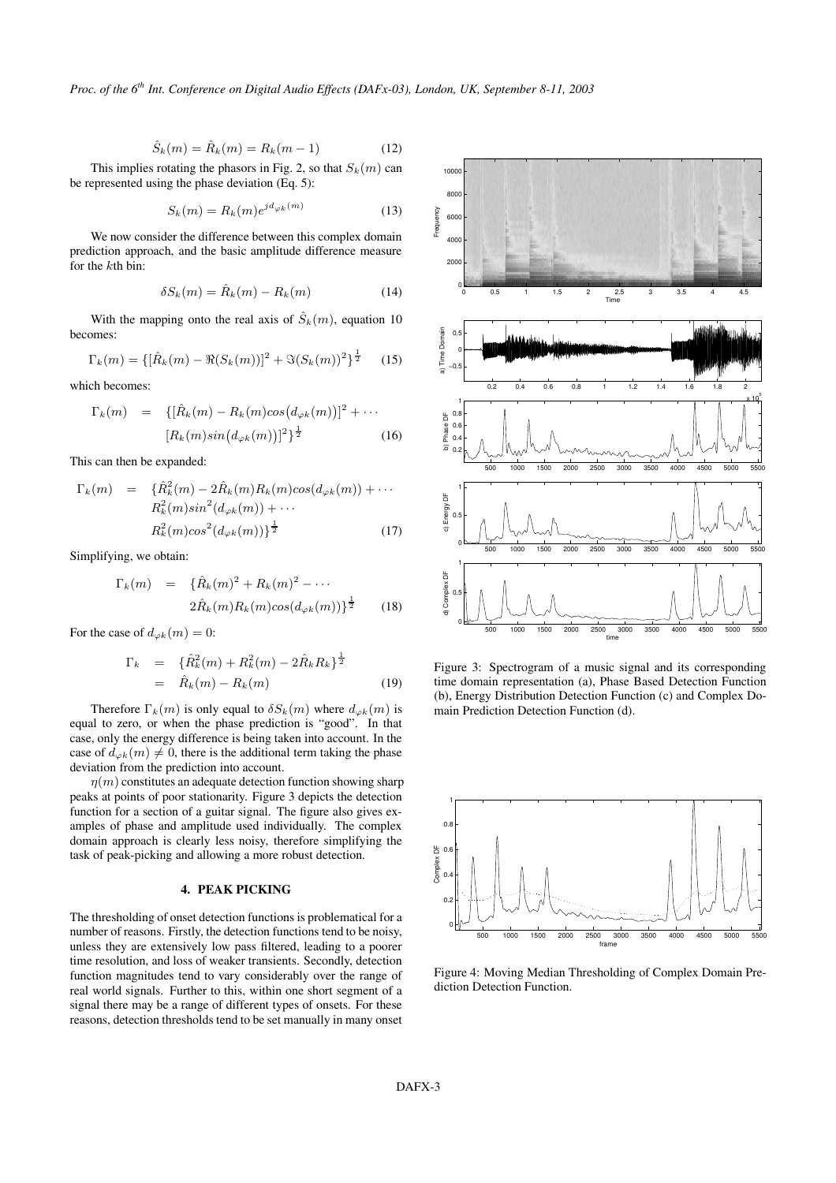$$\hat{S}_k(m) = \hat{R}_k(m) = R_k(m-1) \tag{12}$$

This implies rotating the phasors in Fig. 2, so that $S_k(m)$ can be represented using the phase deviation (Eq. 5):

$$S_k(m) = R_k(m)e^{jd_{\varphi k}(m)} \tag{13}$$

We now consider the difference between this complex domain prediction approach, and the basic amplitude difference measure for the $k$th bin:

$$\delta S_k(m) = \hat{R}_k(m) - R_k(m) \tag{14}$$

With the mapping onto the real axis of $\hat{S}_k(m)$, equation 10 becomes:

$$\Gamma_k(m) = \{[\hat{R}_k(m) - \Re(S_k(m))]^2 + \Im(S_k(m))^2\}^{\frac{1}{2}} \tag{15}$$

which becomes:

$$\Gamma_k(m) = \{[\hat{R}_k(m) - R_k(m)cos(d_{\varphi k}(m))]^2 + \cdots [R_k(m)sin(d_{\varphi k}(m))]^2\}^{\frac{1}{2}} \tag{16}$$

This can then be expanded:

$$\Gamma_k(m) = \{\hat{R}_k^2(m) - 2\hat{R}_k(m)R_k(m)cos(d_{\varphi k}(m)) + \cdots R_k^2(m)sin^2(d_{\varphi k}(m)) + \cdots R_k^2(m)cos^2(d_{\varphi k}(m))\}^{\frac{1}{2}} \tag{17}$$

Simplifying, we obtain:

$$\Gamma_k(m) = \{\hat{R}_k(m)^2 + R_k(m)^2 - \cdots 2\hat{R}_k(m)R_k(m)cos(d_{\varphi k}(m))\}^{\frac{1}{2}} \tag{18}$$

For the case of $d_{\varphi k}(m) = 0$:

$$\begin{aligned} \Gamma_k &= \{\hat{R}_k^2(m) + R_k^2(m) - 2\hat{R}_k R_k\}^{\frac{1}{2}} \\ &= \hat{R}_k(m) - R_k(m) \end{aligned} \tag{19}$$

Therefore $\Gamma_k(m)$ is only equal to $\delta S_k(m)$ where $d_{\varphi k}(m)$ is equal to zero, or when the phase prediction is "good". In that case, only the energy difference is being taken into account. In the case of $d_{\varphi k}(m) \neq 0$, there is the additional term taking the phase deviation from the prediction into account.

$\eta(m)$ constitutes an adequate detection function showing sharp peaks at points of poor stationarity. Figure 3 depicts the detection function for a section of a guitar signal. The figure also gives examples of phase and amplitude used individually. The complex domain approach is clearly less noisy, therefore simplifying the task of peak-picking and allowing a more robust detection.

Figure 3: Spectrogram of a music signal and its corresponding time domain representation (a), Phase Based Detection Function (b), Energy Distribution Detection Function (c) and Complex Domain Prediction Detection Function (d).

Figure 4: Moving Median Thresholding of Complex Domain Prediction Detection Function.

## 4. PEAK PICKING

The thresholding of onset detection functions is problematical for a number of reasons. Firstly, the detection functions tend to be noisy, unless they are extensively low pass filtered, leading to a poorer time resolution, and loss of weaker transients. Secondly, detection function magnitudes tend to vary considerably over the range of real world signals. Further to this, within one short segment of a signal there may be a range of different types of onsets. For these reasons, detection thresholds tend to be set manually in many onset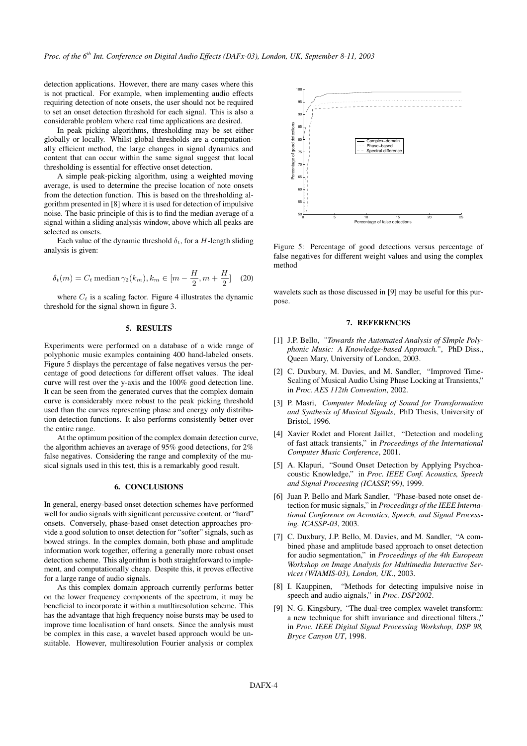detection applications. However, there are many cases where this is not practical. For example, when implementing audio effects requiring detection of note onsets, the user should not be required to set an onset detection threshold for each signal. This is also a considerable problem where real time applications are desired.

In peak picking algorithms, thresholding may be set either globally or locally. Whilst global thresholds are a computationally efficient method, the large changes in signal dynamics and content that can occur within the same signal suggest that local thresholding is essential for effective onset detection.

A simple peak-picking algorithm, using a weighted moving average, is used to determine the precise location of note onsets from the detection function. This is based on the thresholding algorithm presented in [8] where it is used for detection of impulsive noise. The basic principle of this is to find the median average of a signal within a sliding analysis window, above which all peaks are selected as onsets.

Each value of the dynamic threshold $\delta_t$, for a $H$-length sliding analysis is given:

$$\delta_t(m) = C_t \operatorname{median} \gamma_2(k_m), k_m \in [m - \frac{H}{2}, m + \frac{H}{2}] \quad (20)$$

where $C_t$ is a scaling factor. Figure 4 illustrates the dynamic threshold for the signal shown in figure 3.

## 5. RESULTS

Experiments were performed on a database of a wide range of polyphonic music examples containing 400 hand-labeled onsets. Figure 5 displays the percentage of false negatives versus the percentage of good detections for different offset values. The ideal curve will rest over the y-axis and the 100% good detection line. It can be seen from the generated curves that the complex domain curve is considerably more robust to the peak picking threshold used than the curves representing phase and energy only distribution detection functions. It also performs consistently better over the entire range.

At the optimum position of the complex domain detection curve, the algorithm achieves an average of 95% good detections, for 2% false negatives. Considering the range and complexity of the musical signals used in this test, this is a remarkably good result.

Percentage of good detections
100
95
90
85
80
75
70
65
60
55
50
0
5
10
15
20
25
Percentage of false detections
Complex–domain
Phase–based
Spectral difference

Figure 5: Percentage of good detections versus percentage of false negatives for different weight values and using the complex method

## 6. CONCLUSIONS

In general, energy-based onset detection schemes have performed well for audio signals with significant percussive content, or "hard" onsets. Conversely, phase-based onset detection approaches provide a good solution to onset detection for "softer" signals, such as bowed strings. In the complex domain, both phase and amplitude information work together, offering a generally more robust onset detection scheme. This algorithm is both straightforward to implement, and computationally cheap. Despite this, it proves effective for a large range of audio signals.

As this complex domain approach currently performs better on the lower frequency components of the spectrum, it may be beneficial to incorporate it within a mutltiresolution scheme. This has the advantage that high frequency noise bursts may be used to improve time localisation of hard onsets. Since the analysis must be complex in this case, a wavelet based approach would be unsuitable. However, multiresolution Fourier analysis or complex wavelets such as those discussed in [9] may be useful for this purpose.

## 7. REFERENCES

[1] J.P. Bello, *"Towards the Automated Analysis of SImple Polyphonic Music: A Knowledge-based Approach."*, PhD Diss., Queen Mary, University of London, 2003.

[2] C. Duxbury, M. Davies, and M. Sandler, "Improved Time-Scaling of Musical Audio Using Phase Locking at Transients," in *Proc. AES 112th Convention*, 2002.

[3] P. Masri, *Computer Modeling of Sound for Transformation and Synthesis of Musical Signals*, PhD Thesis, University of Bristol, 1996.

[4] Xavier Rodet and Florent Jaillet, "Detection and modeling of fast attack transients," in *Proceedings of the International Computer Music Conference*, 2001.

[5] A. Klapuri, "Sound Onset Detection by Applying Psychoacoustic Knowledge," in *Proc. IEEE Conf. Acoustics, Speech and Signal Proceesing (ICASSP,'99)*, 1999.

[6] Juan P. Bello and Mark Sandler, "Phase-based note onset detection for music signals," in *Proceedings of the IEEE International Conference on Acoustics, Speech, and Signal Processing. ICASSP-03*, 2003.

[7] C. Duxbury, J.P. Bello, M. Davies, and M. Sandler, "A combined phase and amplitude based approach to onset detection for audio segmentation," in *Proceedings of the 4th European Workshop on Image Analysis for Multimedia Interactive Services (WIAMIS-03), London, UK.*, 2003.

[8] I. Kauppinen, "Methods for detecting impulsive noise in speech and audio aignals," in *Proc. DSP2002*.

[9] N. G. Kingsbury, "The dual-tree complex wavelet transform: a new technique for shift invariance and directional filters.," in *Proc. IEEE Digital Signal Processing Workshop, DSP 98, Bryce Canyon UT*, 1998.